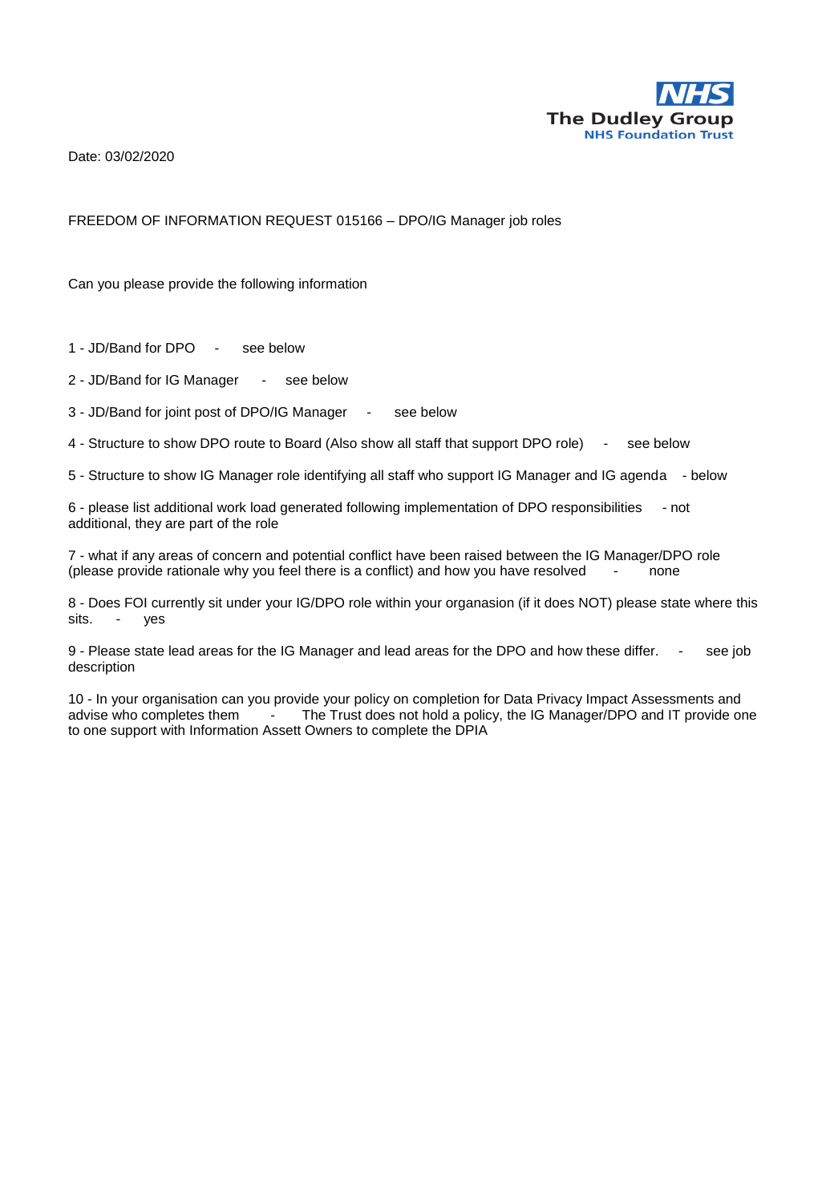**NHS**
**The Dudley Group**
**NHS Foundation Trust**

Date: 03/02/2020

FREEDOM OF INFORMATION REQUEST 015166 – DPO/IG Manager job roles

Can you please provide the following information

1 - JD/Band for DPO - see below

2 - JD/Band for IG Manager - see below

3 - JD/Band for joint post of DPO/IG Manager - see below

4 - Structure to show DPO route to Board (Also show all staff that support DPO role) - see below

5 - Structure to show IG Manager role identifying all staff who support IG Manager and IG agenda - below

6 - please list additional work load generated following implementation of DPO responsibilities - not additional, they are part of the role

7 - what if any areas of concern and potential conflict have been raised between the IG Manager/DPO role (please provide rationale why you feel there is a conflict) and how you have resolved - none

8 - Does FOI currently sit under your IG/DPO role within your organasion (if it does NOT) please state where this sits. - yes

9 - Please state lead areas for the IG Manager and lead areas for the DPO and how these differ. - see job description

10 - In your organisation can you provide your policy on completion for Data Privacy Impact Assessments and advise who completes them - The Trust does not hold a policy, the IG Manager/DPO and IT provide one to one support with Information Assett Owners to complete the DPIA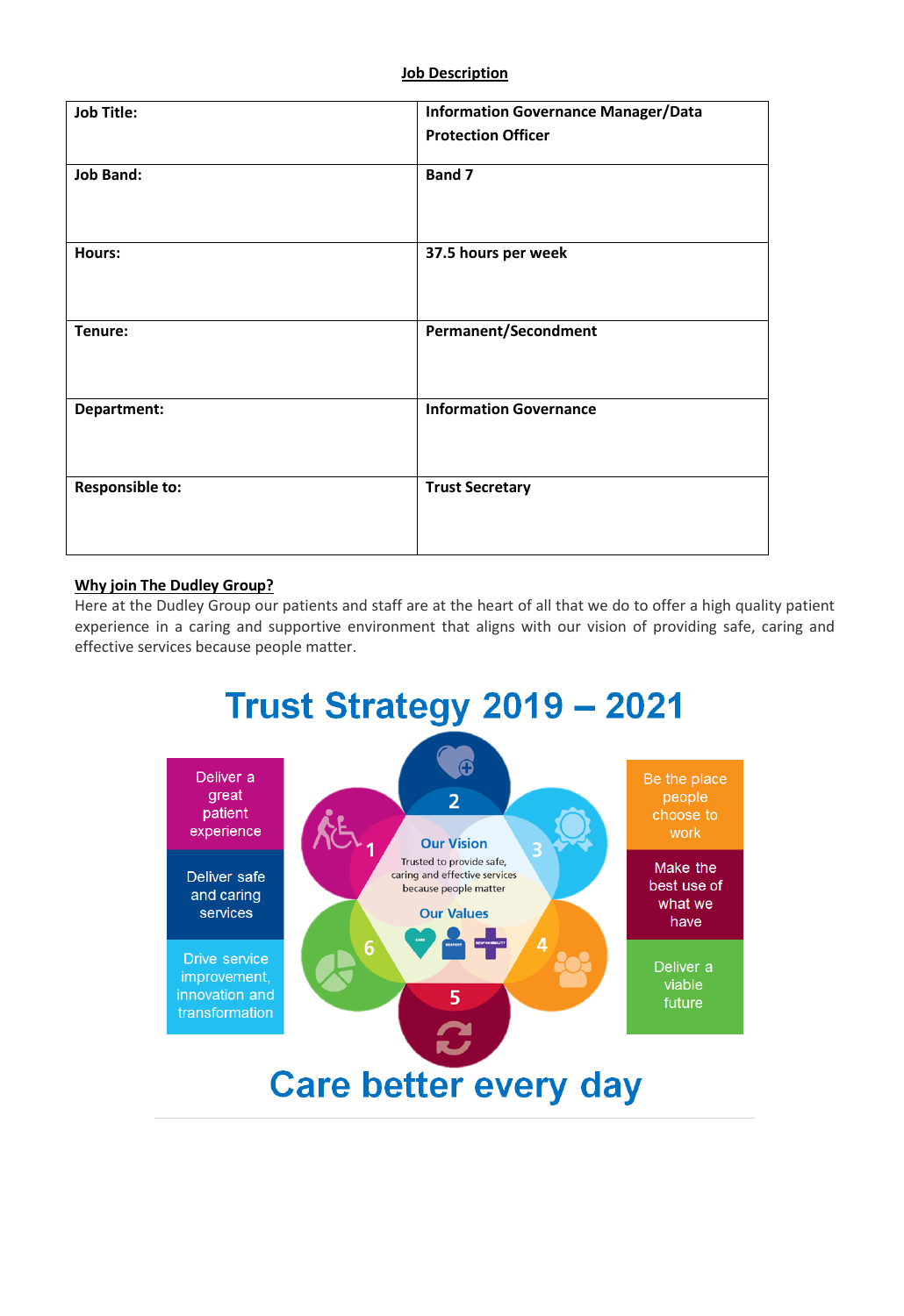**Job Description**

| | |
|---|---|
| **Job Title:** | **Information Governance Manager/Data Protection Officer** |
| **Job Band:** | **Band 7** |
| **Hours:** | **37.5 hours per week** |
| **Tenure:** | **Permanent/Secondment** |
| **Department:** | **Information Governance** |
| **Responsible to:** | **Trust Secretary** |

**Why join The Dudley Group?**

Here at the Dudley Group our patients and staff are at the heart of all that we do to offer a high quality patient experience in a caring and supportive environment that aligns with our vision of providing safe, caring and effective services because people matter.

# Trust Strategy 2019 – 2021

1. Deliver a great patient experience
2. Deliver safe and caring services
3. Be the place people choose to work
4. Make the best use of what we have
5. Deliver a viable future
6. Drive service improvement, innovation and transformation

**Our Vision**

Trusted to provide safe, caring and effective services because people matter

**Our Values**

CARE, RESPECT, RESPONSIBILITY

## Care better every day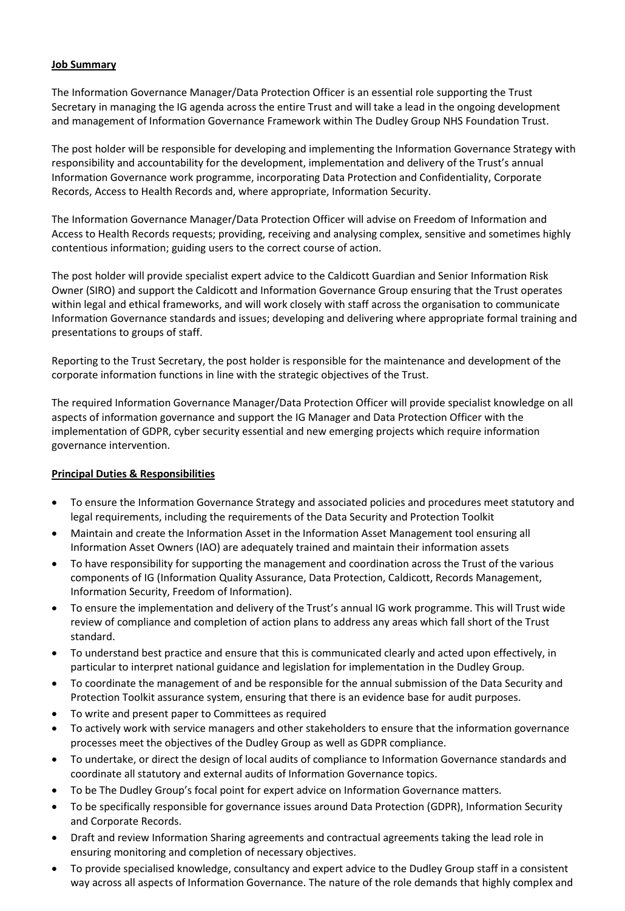**Job Summary**

The Information Governance Manager/Data Protection Officer is an essential role supporting the Trust Secretary in managing the IG agenda across the entire Trust and will take a lead in the ongoing development and management of Information Governance Framework within The Dudley Group NHS Foundation Trust.

The post holder will be responsible for developing and implementing the Information Governance Strategy with responsibility and accountability for the development, implementation and delivery of the Trust's annual Information Governance work programme, incorporating Data Protection and Confidentiality, Corporate Records, Access to Health Records and, where appropriate, Information Security.

The Information Governance Manager/Data Protection Officer will advise on Freedom of Information and Access to Health Records requests; providing, receiving and analysing complex, sensitive and sometimes highly contentious information; guiding users to the correct course of action.

The post holder will provide specialist expert advice to the Caldicott Guardian and Senior Information Risk Owner (SIRO) and support the Caldicott and Information Governance Group ensuring that the Trust operates within legal and ethical frameworks, and will work closely with staff across the organisation to communicate Information Governance standards and issues; developing and delivering where appropriate formal training and presentations to groups of staff.

Reporting to the Trust Secretary, the post holder is responsible for the maintenance and development of the corporate information functions in line with the strategic objectives of the Trust.

The required Information Governance Manager/Data Protection Officer will provide specialist knowledge on all aspects of information governance and support the IG Manager and Data Protection Officer with the implementation of GDPR, cyber security essential and new emerging projects which require information governance intervention.

**Principal Duties & Responsibilities**

- To ensure the Information Governance Strategy and associated policies and procedures meet statutory and legal requirements, including the requirements of the Data Security and Protection Toolkit
- Maintain and create the Information Asset in the Information Asset Management tool ensuring all Information Asset Owners (IAO) are adequately trained and maintain their information assets
- To have responsibility for supporting the management and coordination across the Trust of the various components of IG (Information Quality Assurance, Data Protection, Caldicott, Records Management, Information Security, Freedom of Information).
- To ensure the implementation and delivery of the Trust's annual IG work programme. This will Trust wide review of compliance and completion of action plans to address any areas which fall short of the Trust standard.
- To understand best practice and ensure that this is communicated clearly and acted upon effectively, in particular to interpret national guidance and legislation for implementation in the Dudley Group.
- To coordinate the management of and be responsible for the annual submission of the Data Security and Protection Toolkit assurance system, ensuring that there is an evidence base for audit purposes.
- To write and present paper to Committees as required
- To actively work with service managers and other stakeholders to ensure that the information governance processes meet the objectives of the Dudley Group as well as GDPR compliance.
- To undertake, or direct the design of local audits of compliance to Information Governance standards and coordinate all statutory and external audits of Information Governance topics.
- To be The Dudley Group's focal point for expert advice on Information Governance matters.
- To be specifically responsible for governance issues around Data Protection (GDPR), Information Security and Corporate Records.
- Draft and review Information Sharing agreements and contractual agreements taking the lead role in ensuring monitoring and completion of necessary objectives.
- To provide specialised knowledge, consultancy and expert advice to the Dudley Group staff in a consistent way across all aspects of Information Governance. The nature of the role demands that highly complex and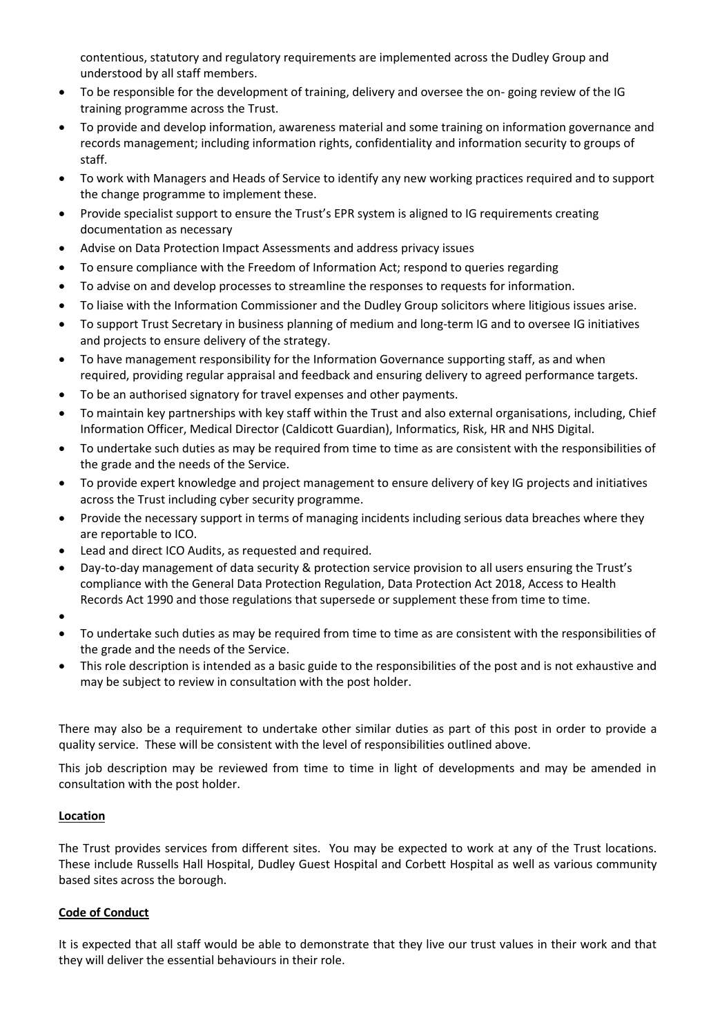contentious, statutory and regulatory requirements are implemented across the Dudley Group and understood by all staff members.

- To be responsible for the development of training, delivery and oversee the on- going review of the IG training programme across the Trust.
- To provide and develop information, awareness material and some training on information governance and records management; including information rights, confidentiality and information security to groups of staff.
- To work with Managers and Heads of Service to identify any new working practices required and to support the change programme to implement these.
- Provide specialist support to ensure the Trust's EPR system is aligned to IG requirements creating documentation as necessary
- Advise on Data Protection Impact Assessments and address privacy issues
- To ensure compliance with the Freedom of Information Act; respond to queries regarding
- To advise on and develop processes to streamline the responses to requests for information.
- To liaise with the Information Commissioner and the Dudley Group solicitors where litigious issues arise.
- To support Trust Secretary in business planning of medium and long-term IG and to oversee IG initiatives and projects to ensure delivery of the strategy.
- To have management responsibility for the Information Governance supporting staff, as and when required, providing regular appraisal and feedback and ensuring delivery to agreed performance targets.
- To be an authorised signatory for travel expenses and other payments.
- To maintain key partnerships with key staff within the Trust and also external organisations, including, Chief Information Officer, Medical Director (Caldicott Guardian), Informatics, Risk, HR and NHS Digital.
- To undertake such duties as may be required from time to time as are consistent with the responsibilities of the grade and the needs of the Service.
- To provide expert knowledge and project management to ensure delivery of key IG projects and initiatives across the Trust including cyber security programme.
- Provide the necessary support in terms of managing incidents including serious data breaches where they are reportable to ICO.
- Lead and direct ICO Audits, as requested and required.
- Day-to-day management of data security & protection service provision to all users ensuring the Trust's compliance with the General Data Protection Regulation, Data Protection Act 2018, Access to Health Records Act 1990 and those regulations that supersede or supplement these from time to time.
- 
- To undertake such duties as may be required from time to time as are consistent with the responsibilities of the grade and the needs of the Service.
- This role description is intended as a basic guide to the responsibilities of the post and is not exhaustive and may be subject to review in consultation with the post holder.

There may also be a requirement to undertake other similar duties as part of this post in order to provide a quality service. These will be consistent with the level of responsibilities outlined above.

This job description may be reviewed from time to time in light of developments and may be amended in consultation with the post holder.

**Location**

The Trust provides services from different sites. You may be expected to work at any of the Trust locations. These include Russells Hall Hospital, Dudley Guest Hospital and Corbett Hospital as well as various community based sites across the borough.

**Code of Conduct**

It is expected that all staff would be able to demonstrate that they live our trust values in their work and that they will deliver the essential behaviours in their role.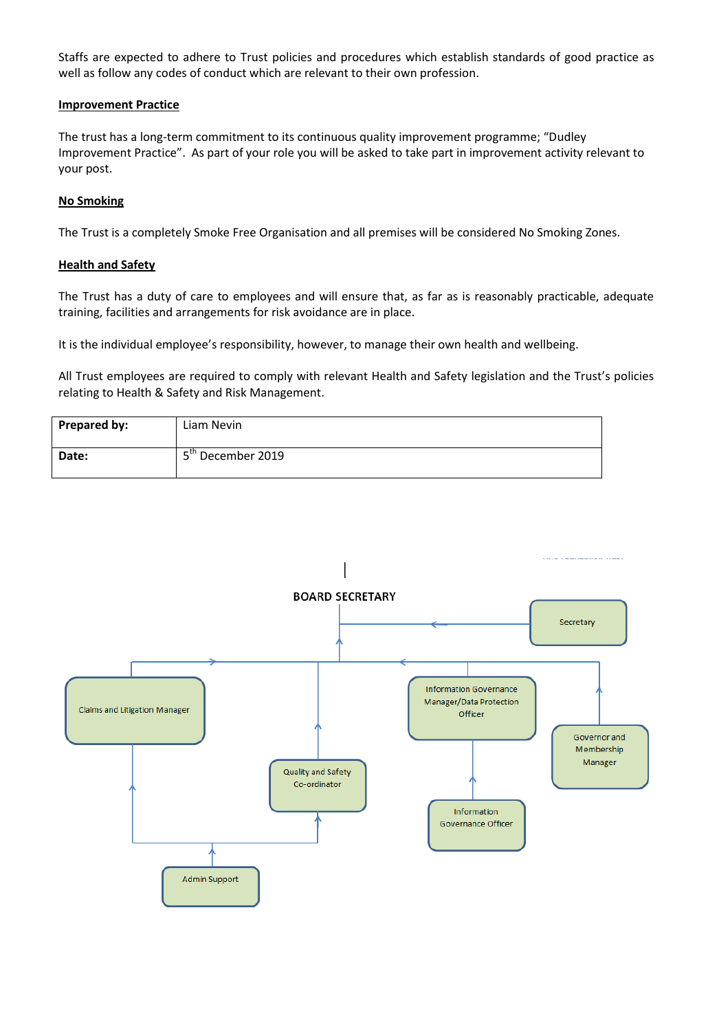Staffs are expected to adhere to Trust policies and procedures which establish standards of good practice as well as follow any codes of conduct which are relevant to their own profession.

**Improvement Practice**

The trust has a long-term commitment to its continuous quality improvement programme; "Dudley Improvement Practice". As part of your role you will be asked to take part in improvement activity relevant to your post.

**No Smoking**

The Trust is a completely Smoke Free Organisation and all premises will be considered No Smoking Zones.

**Health and Safety**

The Trust has a duty of care to employees and will ensure that, as far as is reasonably practicable, adequate training, facilities and arrangements for risk avoidance are in place.

It is the individual employee's responsibility, however, to manage their own health and wellbeing.

All Trust employees are required to comply with relevant Health and Safety legislation and the Trust's policies relating to Health & Safety and Risk Management.

| | |
|---|---|
| **Prepared by:** | Liam Nevin |
| **Date:** | 5th December 2019 |

BOARD SECRETARY

Secretary

Claims and Litigation Manager

Information Governance Manager/Data Protection Officer

Governor and Membership Manager

Quality and Safety Co-ordinator

Information Governance Officer

Admin Support